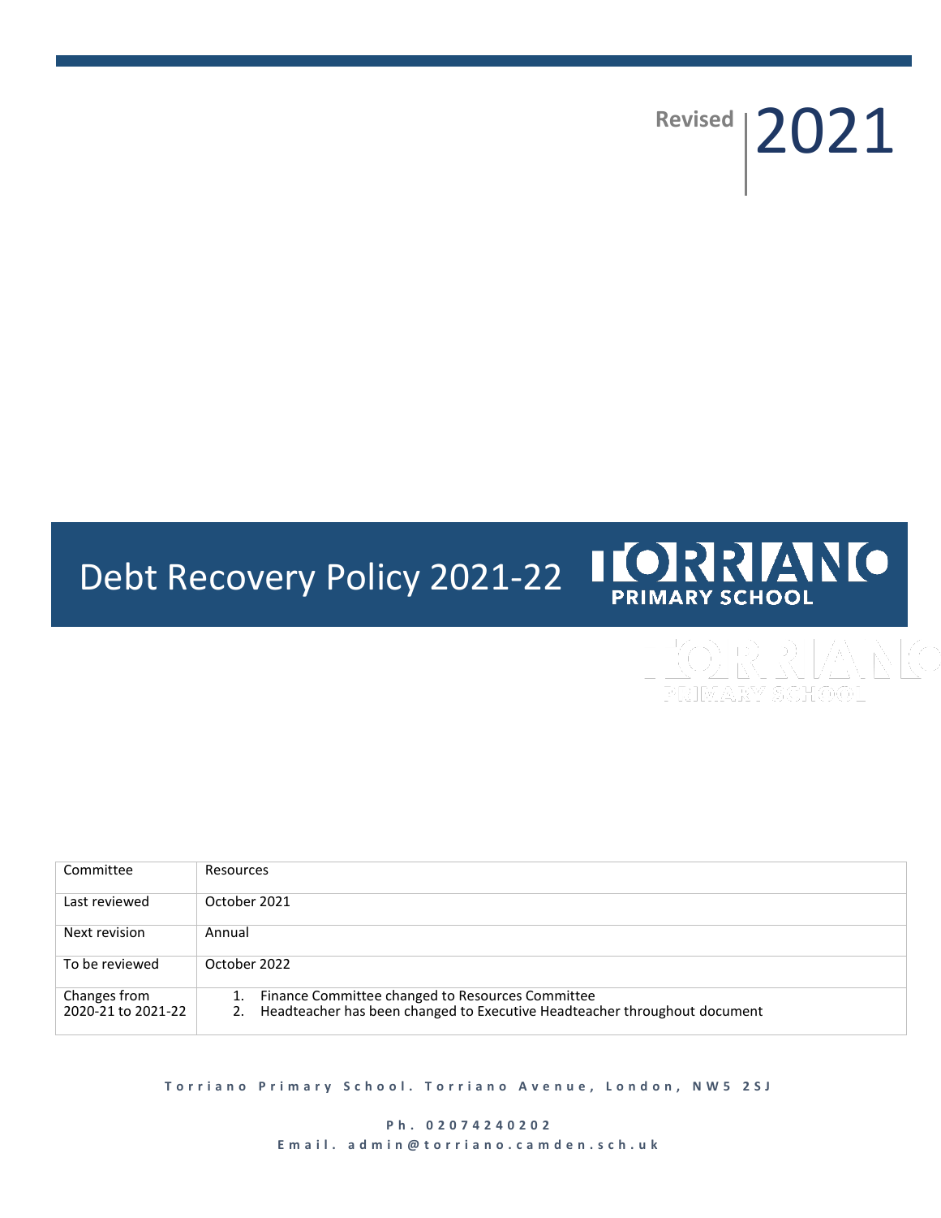Revised 2021

# Debt Recovery Policy 2021-22

TORRIANO PRIMARY SCHOOL

| Committee | Resources |
|---|---|
| Last reviewed | October 2021 |
| Next revision | Annual |
| To be reviewed | October 2022 |
| Changes from 2020-21 to 2021-22 | 1. Finance Committee changed to Resources Committee<br>2. Headteacher has been changed to Executive Headteacher throughout document |

**Torriano Primary School. Torriano Avenue, London, NW5 2SJ**

**Ph. 02074240202**
**Email. admin@torriano.camden.sch.uk**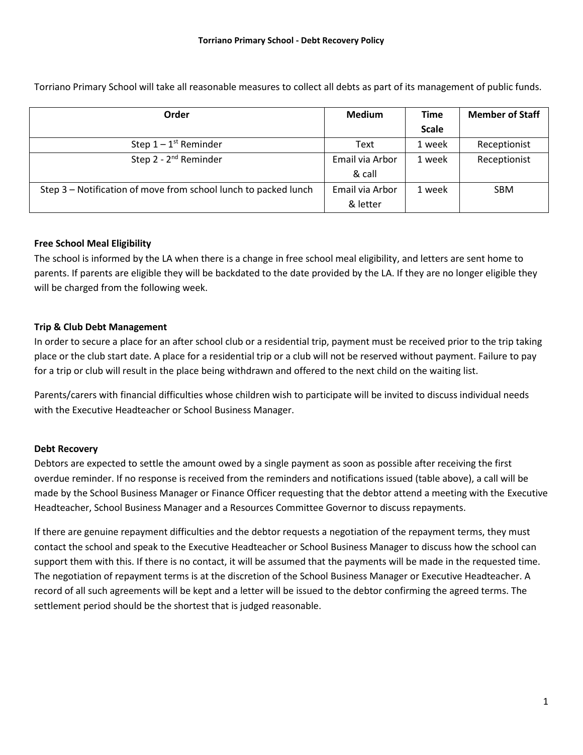# Torriano Primary School - Debt Recovery Policy

Torriano Primary School will take all reasonable measures to collect all debts as part of its management of public funds.

| Order | Medium | Time Scale | Member of Staff |
|---|---|---|---|
| Step 1 – 1st Reminder | Text | 1 week | Receptionist |
| Step 2 - 2nd Reminder | Email via Arbor & call | 1 week | Receptionist |
| Step 3 – Notification of move from school lunch to packed lunch | Email via Arbor & letter | 1 week | SBM |

**Free School Meal Eligibility**

The school is informed by the LA when there is a change in free school meal eligibility, and letters are sent home to parents. If parents are eligible they will be backdated to the date provided by the LA. If they are no longer eligible they will be charged from the following week.

**Trip & Club Debt Management**

In order to secure a place for an after school club or a residential trip, payment must be received prior to the trip taking place or the club start date. A place for a residential trip or a club will not be reserved without payment. Failure to pay for a trip or club will result in the place being withdrawn and offered to the next child on the waiting list.

Parents/carers with financial difficulties whose children wish to participate will be invited to discuss individual needs with the Executive Headteacher or School Business Manager.

**Debt Recovery**

Debtors are expected to settle the amount owed by a single payment as soon as possible after receiving the first overdue reminder. If no response is received from the reminders and notifications issued (table above), a call will be made by the School Business Manager or Finance Officer requesting that the debtor attend a meeting with the Executive Headteacher, School Business Manager and a Resources Committee Governor to discuss repayments.

If there are genuine repayment difficulties and the debtor requests a negotiation of the repayment terms, they must contact the school and speak to the Executive Headteacher or School Business Manager to discuss how the school can support them with this. If there is no contact, it will be assumed that the payments will be made in the requested time. The negotiation of repayment terms is at the discretion of the School Business Manager or Executive Headteacher. A record of all such agreements will be kept and a letter will be issued to the debtor confirming the agreed terms. The settlement period should be the shortest that is judged reasonable.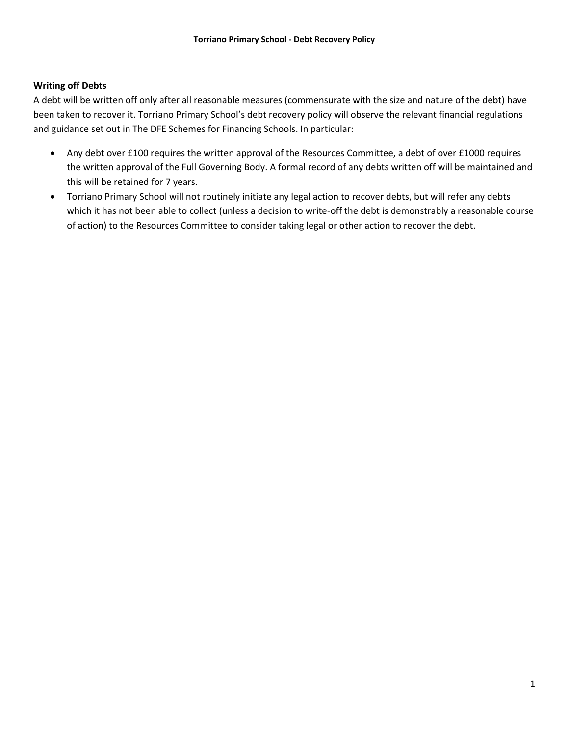### Writing off Debts

A debt will be written off only after all reasonable measures (commensurate with the size and nature of the debt) have been taken to recover it. Torriano Primary School's debt recovery policy will observe the relevant financial regulations and guidance set out in The DFE Schemes for Financing Schools. In particular:

- Any debt over £100 requires the written approval of the Resources Committee, a debt of over £1000 requires the written approval of the Full Governing Body. A formal record of any debts written off will be maintained and this will be retained for 7 years.
- Torriano Primary School will not routinely initiate any legal action to recover debts, but will refer any debts which it has not been able to collect (unless a decision to write-off the debt is demonstrably a reasonable course of action) to the Resources Committee to consider taking legal or other action to recover the debt.